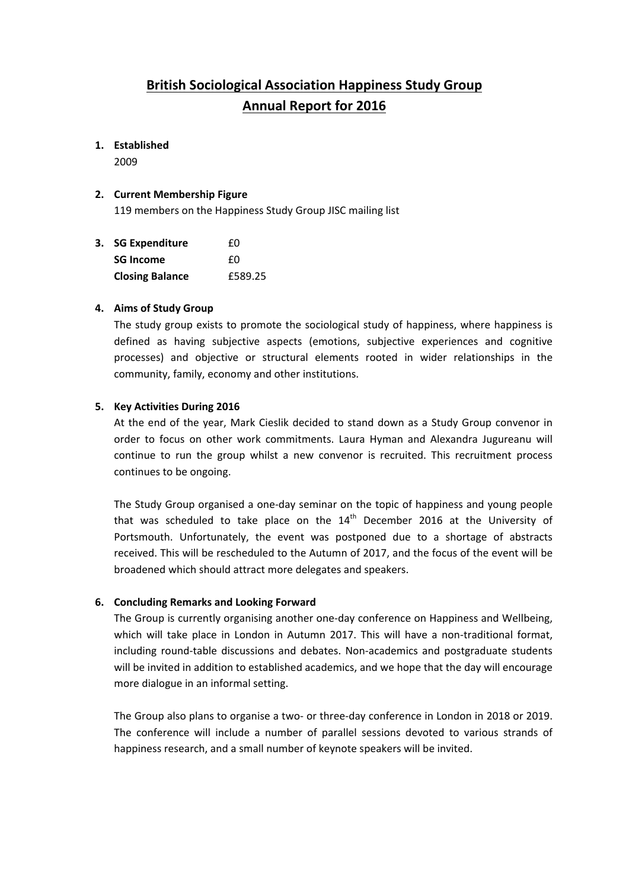# British Sociological Association Happiness Study Group
# Annual Report for 2016

1. **Established**

   2009

2. **Current Membership Figure**

   119 members on the Happiness Study Group JISC mailing list

3. | | |
   |---|---|
   | **SG Expenditure** | £0 |
   | **SG Income** | £0 |
   | **Closing Balance** | £589.25 |

4. **Aims of Study Group**

   The study group exists to promote the sociological study of happiness, where happiness is defined as having subjective aspects (emotions, subjective experiences and cognitive processes) and objective or structural elements rooted in wider relationships in the community, family, economy and other institutions.

5. **Key Activities During 2016**

   At the end of the year, Mark Cieslik decided to stand down as a Study Group convenor in order to focus on other work commitments. Laura Hyman and Alexandra Jugureanu will continue to run the group whilst a new convenor is recruited. This recruitment process continues to be ongoing.

   The Study Group organised a one-day seminar on the topic of happiness and young people that was scheduled to take place on the 14th December 2016 at the University of Portsmouth. Unfortunately, the event was postponed due to a shortage of abstracts received. This will be rescheduled to the Autumn of 2017, and the focus of the event will be broadened which should attract more delegates and speakers.

6. **Concluding Remarks and Looking Forward**

   The Group is currently organising another one-day conference on Happiness and Wellbeing, which will take place in London in Autumn 2017. This will have a non-traditional format, including round-table discussions and debates. Non-academics and postgraduate students will be invited in addition to established academics, and we hope that the day will encourage more dialogue in an informal setting.

   The Group also plans to organise a two- or three-day conference in London in 2018 or 2019. The conference will include a number of parallel sessions devoted to various strands of happiness research, and a small number of keynote speakers will be invited.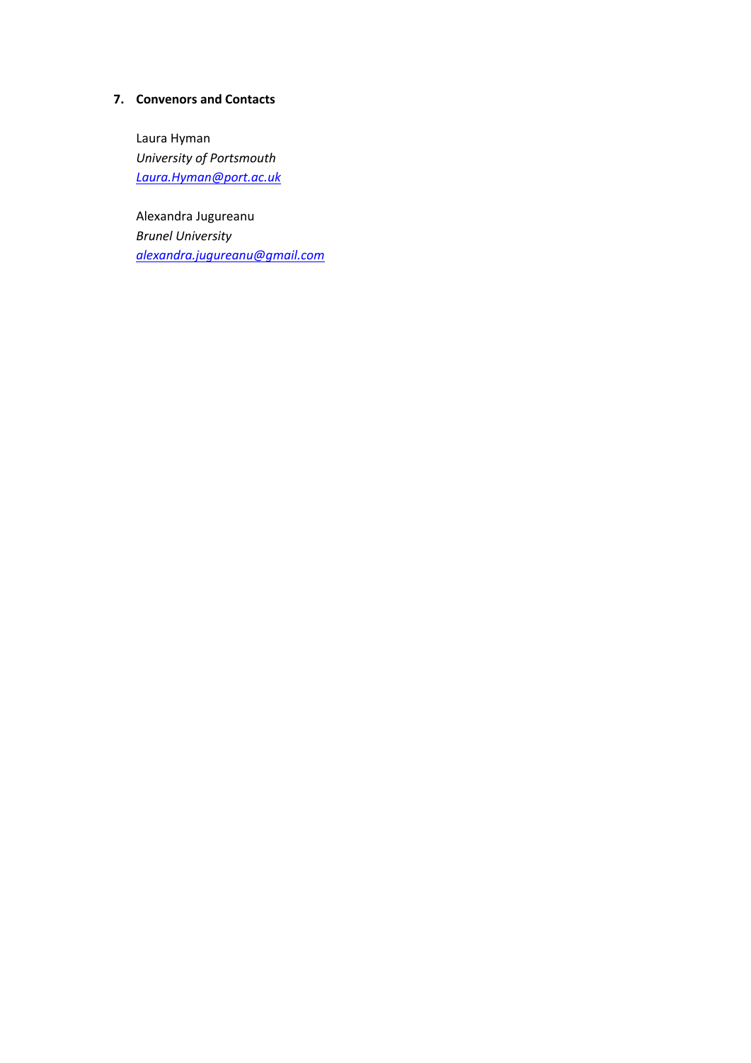## 7. Convenors and Contacts

Laura Hyman
*University of Portsmouth*
*Laura.Hyman@port.ac.uk*

Alexandra Jugureanu
*Brunel University*
*alexandra.jugureanu@gmail.com*